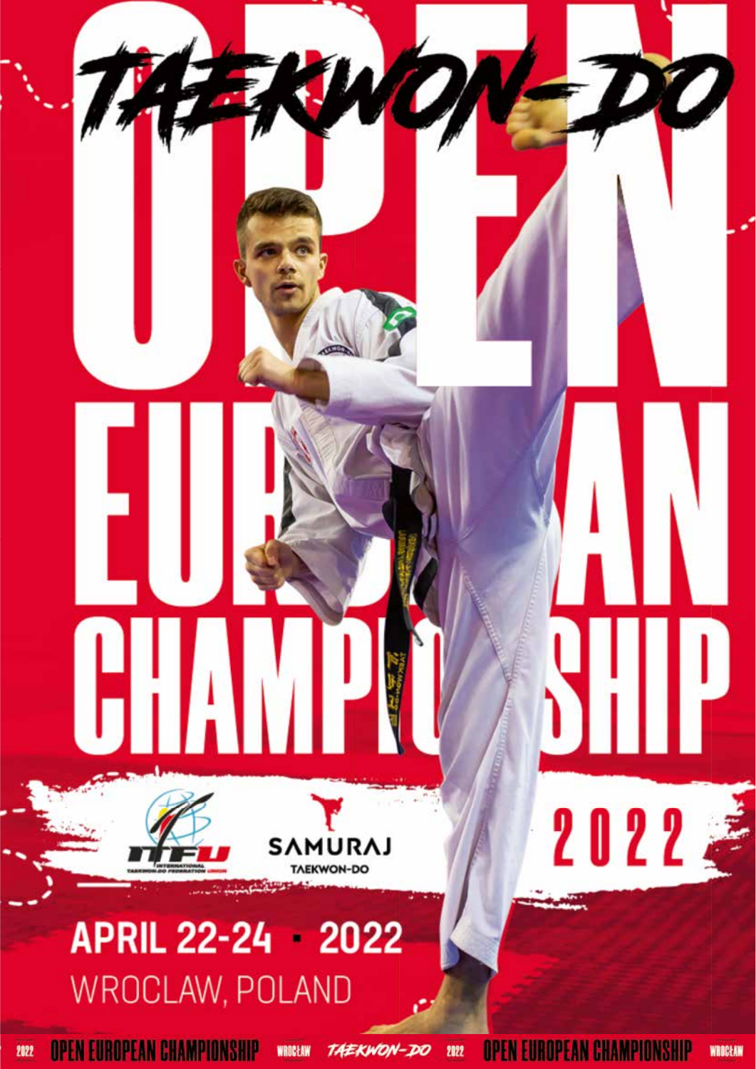# TAEKWON-DO

# OPEN EUROPEAN CHAMPIONSHIP

2022

ITFU INTERNATIONAL TAEKWON-DO FEDERATION UNION

SAMURAJ TAEKWON-DO

## APRIL 22-24 · 2022

WROCLAW, POLAND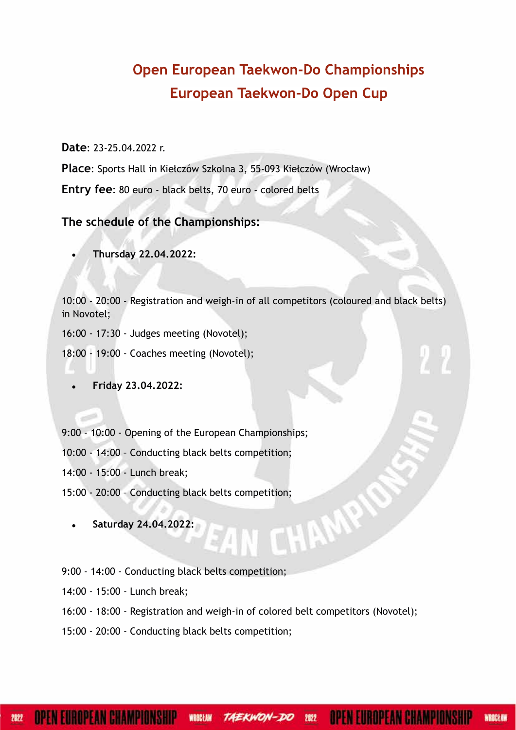## Open European Taekwon-Do Championships
## European Taekwon-Do Open Cup

**Date**: 23-25.04.2022 r.

**Place**: Sports Hall in Kiełczów Szkolna 3, 55-093 Kiełczów (Wrocław)

**Entry fee**: 80 euro - black belts, 70 euro - colored belts

### The schedule of the Championships:

- **Thursday 22.04.2022:**

10:00 - 20:00 - Registration and weigh-in of all competitors (coloured and black belts) in Novotel;

16:00 - 17:30 - Judges meeting (Novotel);

18:00 - 19:00 - Coaches meeting (Novotel);

- **Friday 23.04.2022:**

9:00 - 10:00 - Opening of the European Championships;

10:00 - 14:00 – Conducting black belts competition;

14:00 - 15:00 - Lunch break;

15:00 - 20:00 – Conducting black belts competition;

- **Saturday 24.04.2022:**

9:00 - 14:00 - Conducting black belts competition;

14:00 - 15:00 - Lunch break;

16:00 - 18:00 - Registration and weigh-in of colored belt competitors (Novotel);

15:00 - 20:00 - Conducting black belts competition;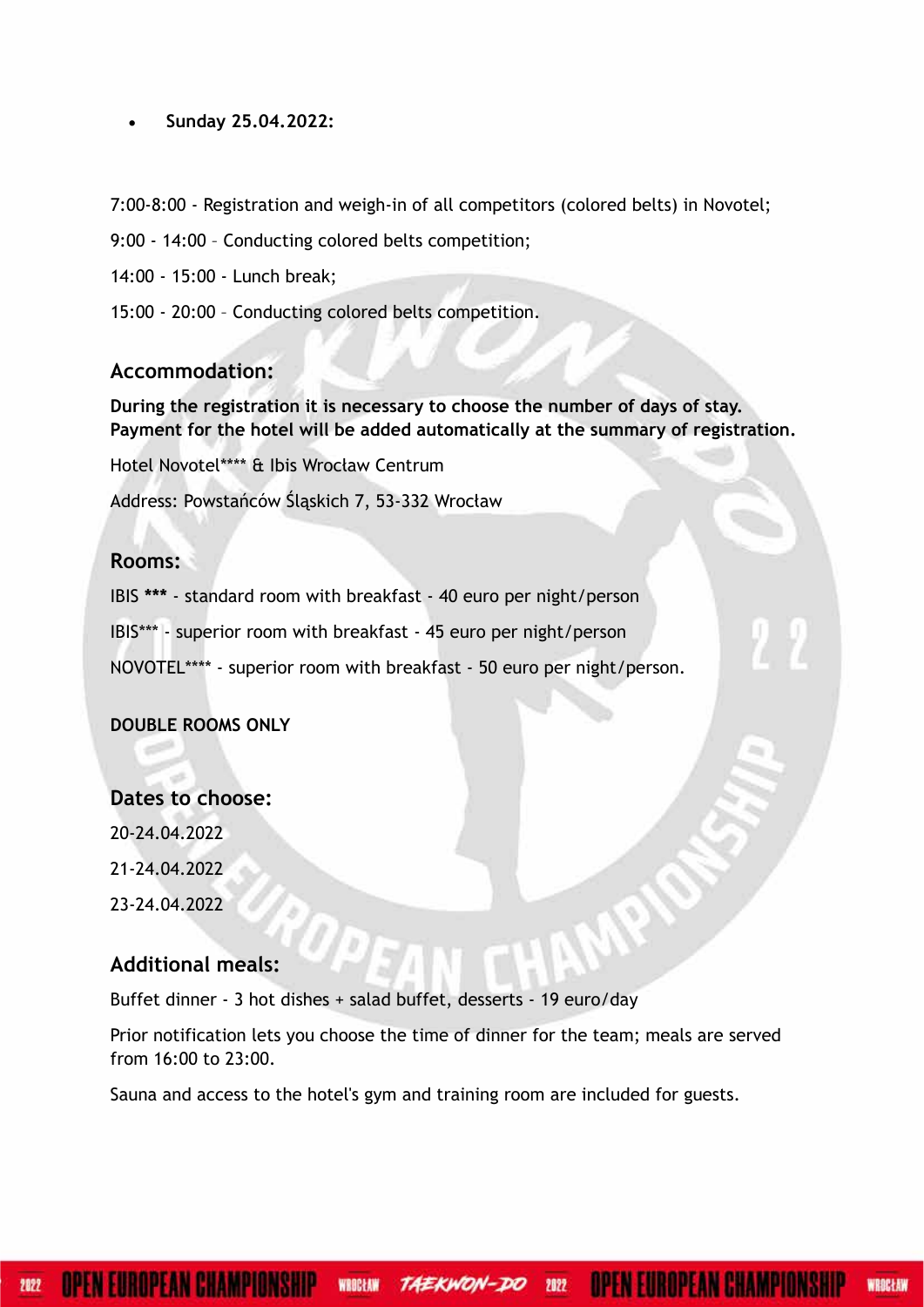- **Sunday 25.04.2022:**

7:00-8:00 - Registration and weigh-in of all competitors (colored belts) in Novotel;

9:00 - 14:00 – Conducting colored belts competition;

14:00 - 15:00 - Lunch break;

15:00 - 20:00 – Conducting colored belts competition.

## Accommodation:

**During the registration it is necessary to choose the number of days of stay. Payment for the hotel will be added automatically at the summary of registration.**

Hotel Novotel**** & Ibis Wrocław Centrum

Address: Powstańców Śląskich 7, 53-332 Wrocław

## Rooms:

IBIS **\*\*\*** - standard room with breakfast - 40 euro per night/person

IBIS*** - superior room with breakfast - 45 euro per night/person

NOVOTEL**** - superior room with breakfast - 50 euro per night/person.

**DOUBLE ROOMS ONLY**

## Dates to choose:

20-24.04.2022

21-24.04.2022

23-24.04.2022

## Additional meals:

Buffet dinner - 3 hot dishes + salad buffet, desserts - 19 euro/day

Prior notification lets you choose the time of dinner for the team; meals are served from 16:00 to 23:00.

Sauna and access to the hotel's gym and training room are included for guests.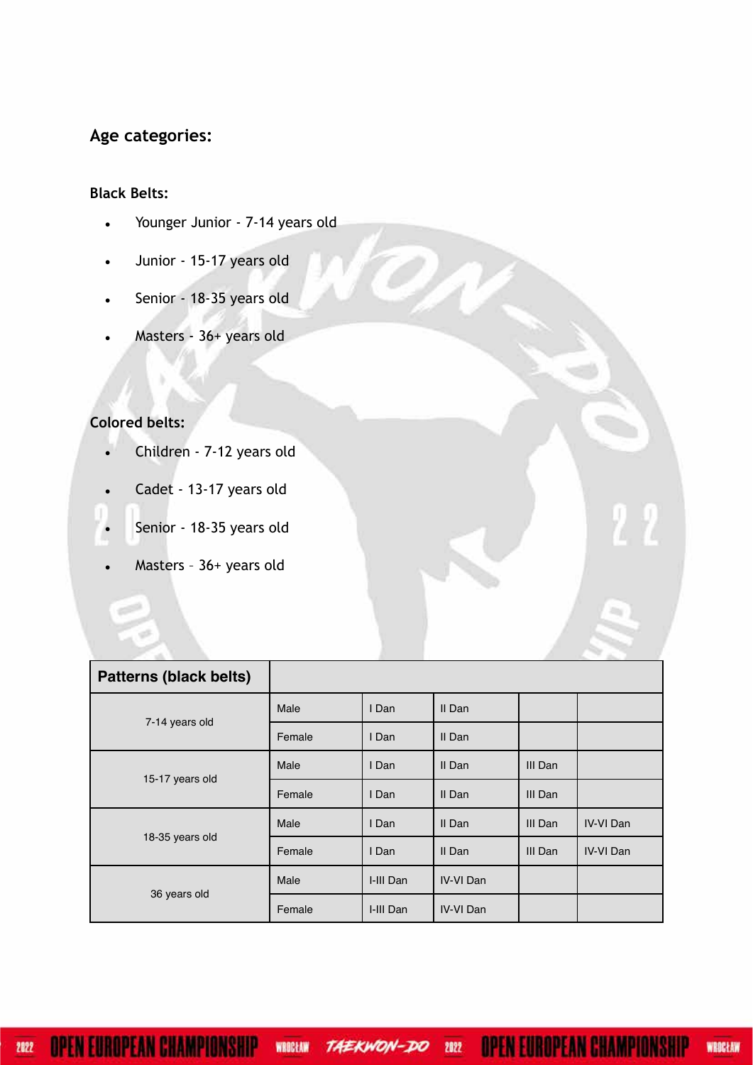## Age categories:

### Black Belts:

- Younger Junior - 7-14 years old
- Junior - 15-17 years old
- Senior - 18-35 years old
- Masters - 36+ years old

### Colored belts:

- Children - 7-12 years old
- Cadet - 13-17 years old
- Senior - 18-35 years old
- Masters – 36+ years old

| Patterns (black belts) | | | | | |
|---|---|---|---|---|---|
| 7-14 years old | Male | I Dan | II Dan | | |
| | Female | I Dan | II Dan | | |
| 15-17 years old | Male | I Dan | II Dan | III Dan | |
| | Female | I Dan | II Dan | III Dan | |
| 18-35 years old | Male | I Dan | II Dan | III Dan | IV-VI Dan |
| | Female | I Dan | II Dan | III Dan | IV-VI Dan |
| 36 years old | Male | I-III Dan | IV-VI Dan | | |
| | Female | I-III Dan | IV-VI Dan | | |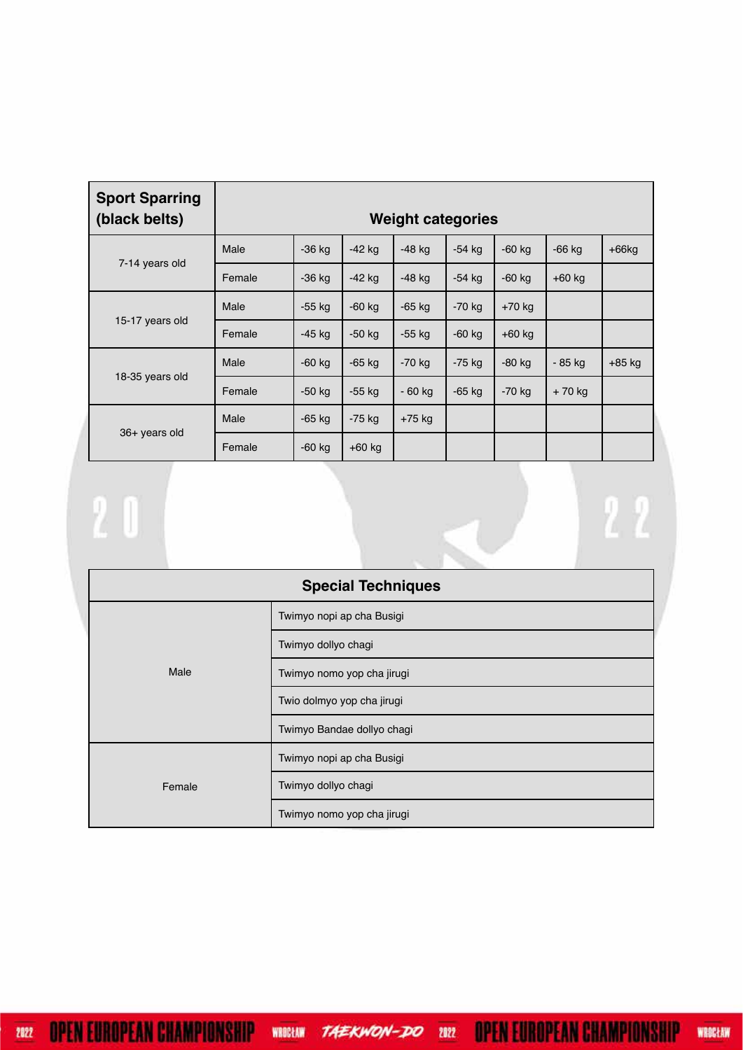| Sport Sparring (black belts) | Weight categories | | | | | | | |
|---|---|---|---|---|---|---|---|---|
| 7-14 years old | Male | -36 kg | -42 kg | -48 kg | -54 kg | -60 kg | -66 kg | +66kg |
| | Female | -36 kg | -42 kg | -48 kg | -54 kg | -60 kg | +60 kg | |
| 15-17 years old | Male | -55 kg | -60 kg | -65 kg | -70 kg | +70 kg | | |
| | Female | -45 kg | -50 kg | -55 kg | -60 kg | +60 kg | | |
| 18-35 years old | Male | -60 kg | -65 kg | -70 kg | -75 kg | -80 kg | - 85 kg | +85 kg |
| | Female | -50 kg | -55 kg | - 60 kg | -65 kg | -70 kg | + 70 kg | |
| 36+ years old | Male | -65 kg | -75 kg | +75 kg | | | | |
| | Female | -60 kg | +60 kg | | | | | |

| Special Techniques | |
|---|---|
| Male | Twimyo nopi ap cha Busigi |
| | Twimyo dollyo chagi |
| | Twimyo nomo yop cha jirugi |
| | Twio dolmyo yop cha jirugi |
| | Twimyo Bandae dollyo chagi |
| Female | Twimyo nopi ap cha Busigi |
| | Twimyo dollyo chagi |
| | Twimyo nomo yop cha jirugi |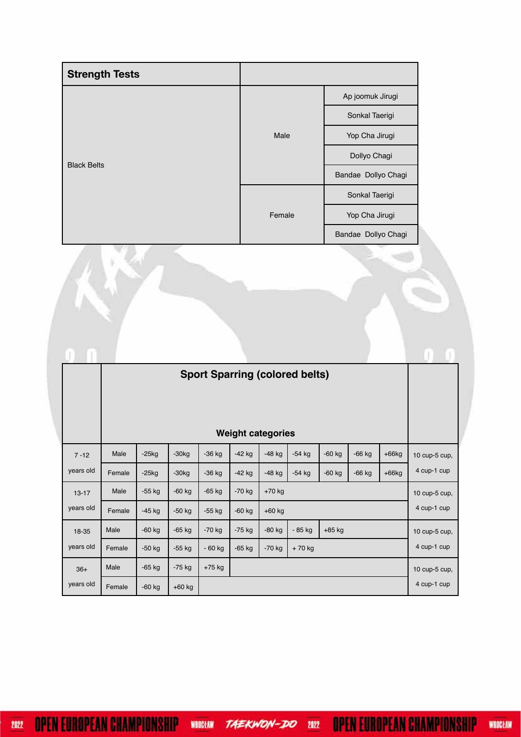| Strength Tests | | |
|---|---|---|
| Black Belts | Male | Ap joomuk Jirugi |
| | | Sonkal Taerigi |
| | | Yop Cha Jirugi |
| | | Dollyo Chagi |
| | | Bandae Dollyo Chagi |
| | Female | Sonkal Taerigi |
| | | Yop Cha Jirugi |
| | | Bandae Dollyo Chagi |

| | Sport Sparring (colored belts) Weight categories | | | | | | | | | | |
|---|---|---|---|---|---|---|---|---|---|---|---|
| 7 -12 years old | Male | -25kg | -30kg | -36 kg | -42 kg | -48 kg | -54 kg | -60 kg | -66 kg | +66kg | 10 cup-5 cup, 4 cup-1 cup |
| | Female | -25kg | -30kg | -36 kg | -42 kg | -48 kg | -54 kg | -60 kg | -66 kg | +66kg | |
| 13-17 years old | Male | -55 kg | -60 kg | -65 kg | -70 kg | +70 kg | | | | | 10 cup-5 cup, 4 cup-1 cup |
| | Female | -45 kg | -50 kg | -55 kg | -60 kg | +60 kg | | | | | |
| 18-35 years old | Male | -60 kg | -65 kg | -70 kg | -75 kg | -80 kg | - 85 kg | +85 kg | | | 10 cup-5 cup, 4 cup-1 cup |
| | Female | -50 kg | -55 kg | - 60 kg | -65 kg | -70 kg | + 70 kg | | | | |
| 36+ years old | Male | -65 kg | -75 kg | +75 kg | | | | | | | 10 cup-5 cup, 4 cup-1 cup |
| | Female | -60 kg | +60 kg | | | | | | | | |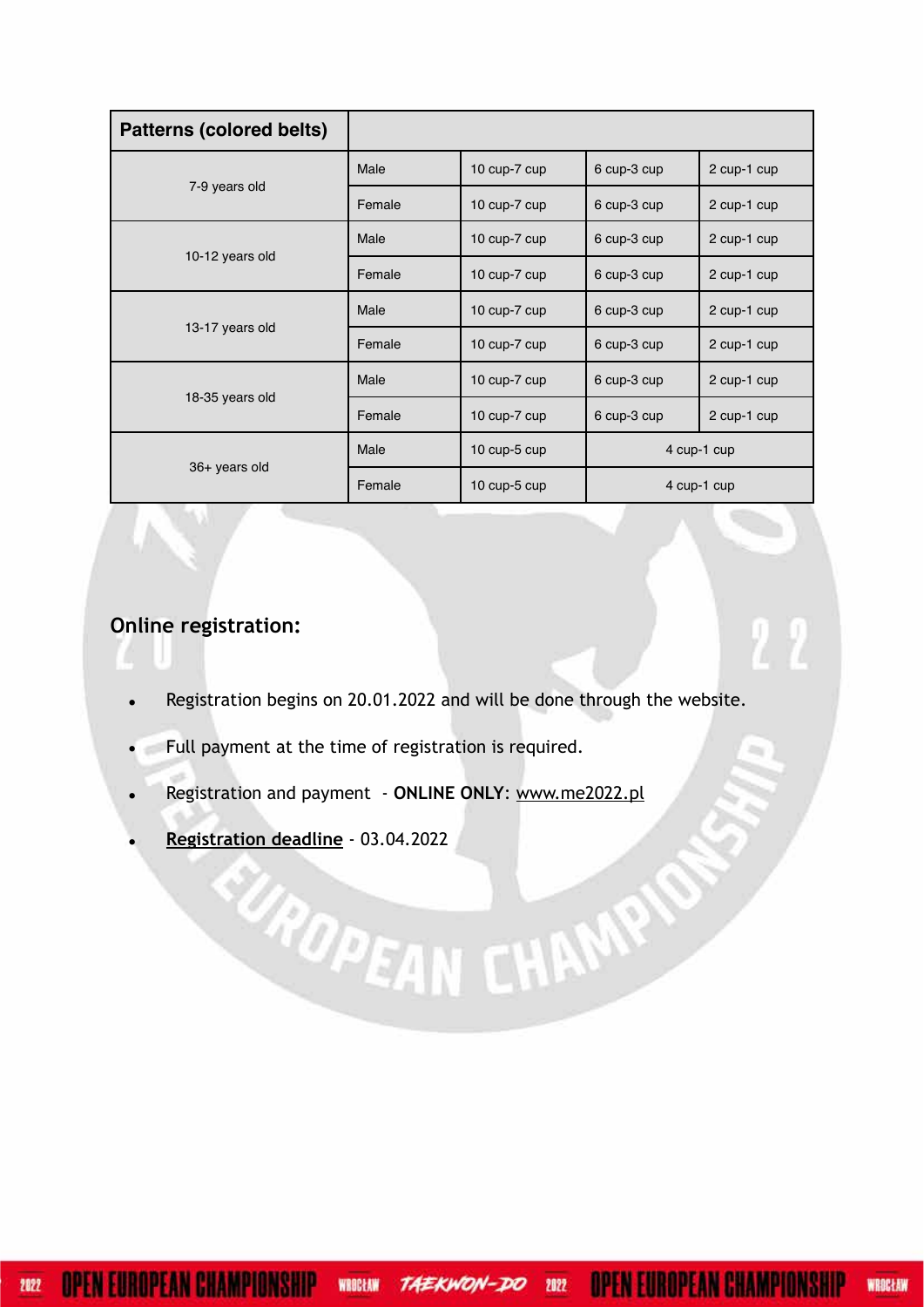| Patterns (colored belts) | | | | |
|---|---|---|---|---|
| 7-9 years old | Male | 10 cup-7 cup | 6 cup-3 cup | 2 cup-1 cup |
| | Female | 10 cup-7 cup | 6 cup-3 cup | 2 cup-1 cup |
| 10-12 years old | Male | 10 cup-7 cup | 6 cup-3 cup | 2 cup-1 cup |
| | Female | 10 cup-7 cup | 6 cup-3 cup | 2 cup-1 cup |
| 13-17 years old | Male | 10 cup-7 cup | 6 cup-3 cup | 2 cup-1 cup |
| | Female | 10 cup-7 cup | 6 cup-3 cup | 2 cup-1 cup |
| 18-35 years old | Male | 10 cup-7 cup | 6 cup-3 cup | 2 cup-1 cup |
| | Female | 10 cup-7 cup | 6 cup-3 cup | 2 cup-1 cup |
| 36+ years old | Male | 10 cup-5 cup | 4 cup-1 cup | |
| | Female | 10 cup-5 cup | 4 cup-1 cup | |

## Online registration:

- Registration begins on 20.01.2022 and will be done through the website.
- Full payment at the time of registration is required.
- Registration and payment - **ONLINE ONLY**: www.me2022.pl
- **Registration deadline** - 03.04.2022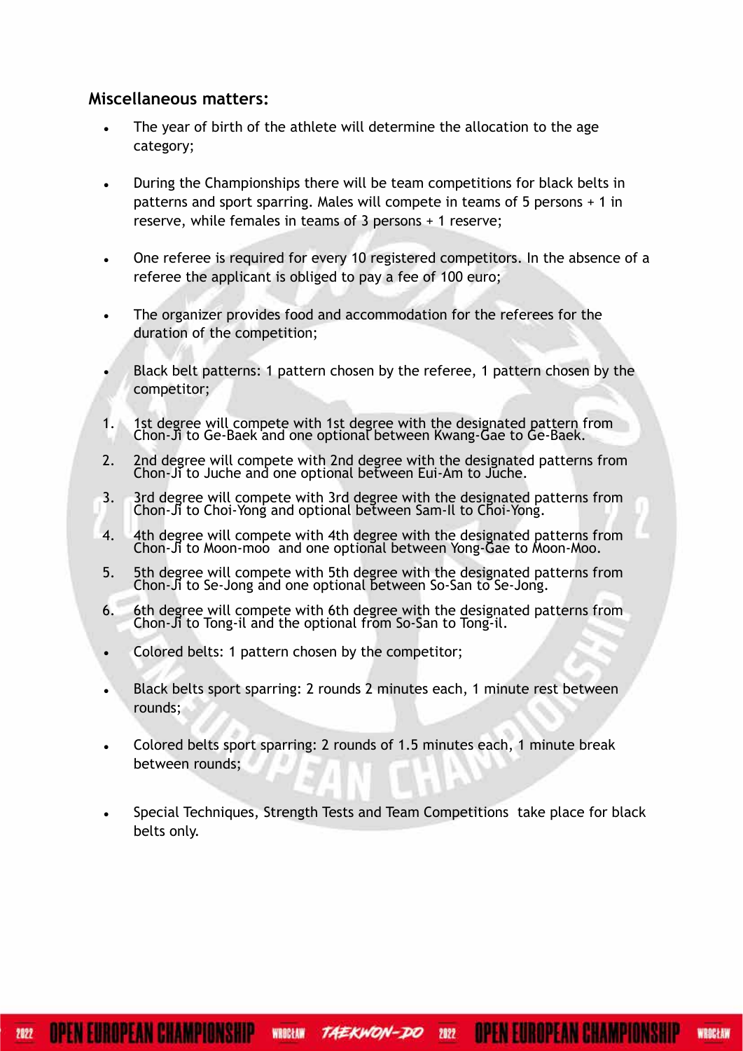**Miscellaneous matters:**

- The year of birth of the athlete will determine the allocation to the age category;
- During the Championships there will be team competitions for black belts in patterns and sport sparring. Males will compete in teams of 5 persons + 1 in reserve, while females in teams of 3 persons + 1 reserve;
- One referee is required for every 10 registered competitors. In the absence of a referee the applicant is obliged to pay a fee of 100 euro;
- The organizer provides food and accommodation for the referees for the duration of the competition;
- Black belt patterns: 1 pattern chosen by the referee, 1 pattern chosen by the competitor;

1. 1st degree will compete with 1st degree with the designated pattern from Chon-Ji to Ge-Baek and one optional between Kwang-Gae to Ge-Baek.
2. 2nd degree will compete with 2nd degree with the designated patterns from Chon-Ji to Juche and one optional between Eui-Am to Juche.
3. 3rd degree will compete with 3rd degree with the designated patterns from Chon-Ji to Choi-Yong and optional between Sam-Il to Choi-Yong.
4. 4th degree will compete with 4th degree with the designated patterns from Chon-Ji to Moon-moo and one optional between Yong-Gae to Moon-Moo.
5. 5th degree will compete with 5th degree with the designated patterns from Chon-Ji to Se-Jong and one optional between So-San to Se-Jong.
6. 6th degree will compete with 6th degree with the designated patterns from Chon-Ji to Tong-il and the optional from So-San to Tong-il.

- Colored belts: 1 pattern chosen by the competitor;
- Black belts sport sparring: 2 rounds 2 minutes each, 1 minute rest between rounds;
- Colored belts sport sparring: 2 rounds of 1.5 minutes each, 1 minute break between rounds;
- Special Techniques, Strength Tests and Team Competitions take place for black belts only.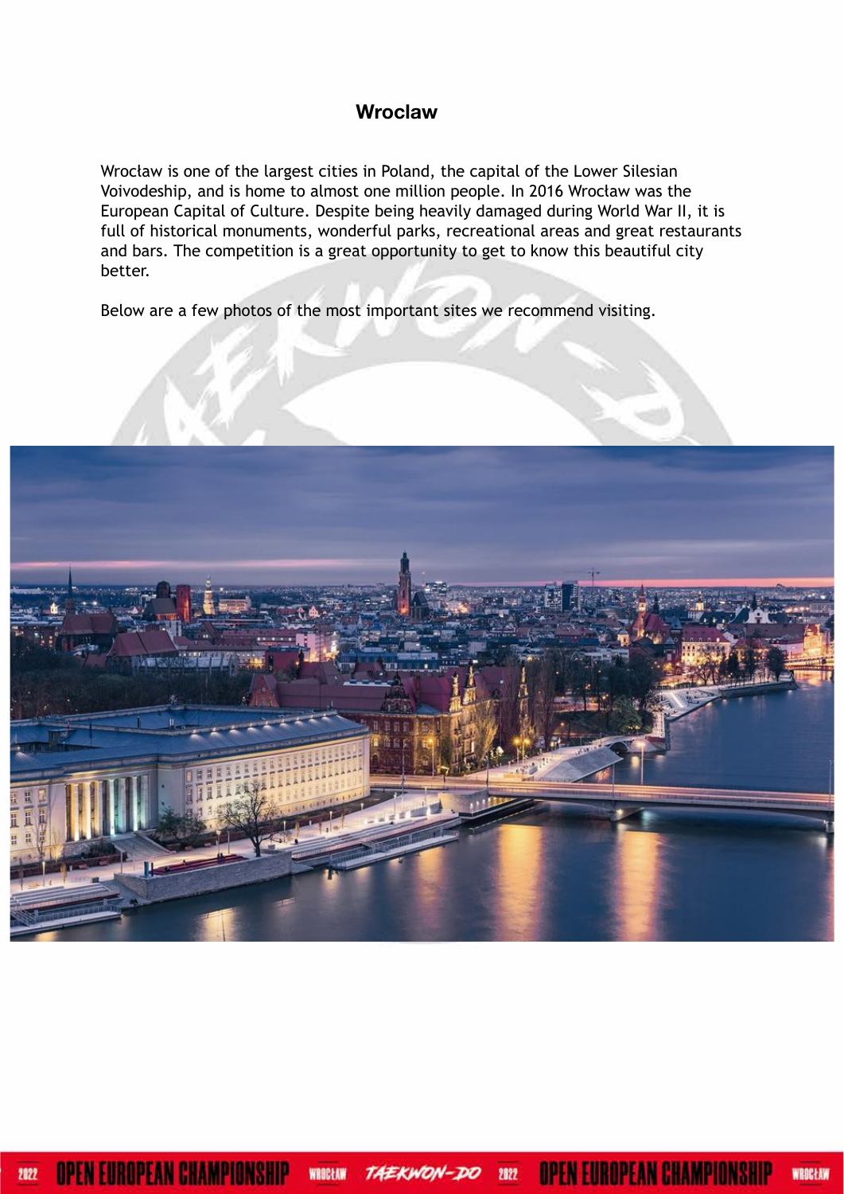# Wroclaw

Wrocław is one of the largest cities in Poland, the capital of the Lower Silesian Voivodeship, and is home to almost one million people. In 2016 Wrocław was the European Capital of Culture. Despite being heavily damaged during World War II, it is full of historical monuments, wonderful parks, recreational areas and great restaurants and bars. The competition is a great opportunity to get to know this beautiful city better.

Below are a few photos of the most important sites we recommend visiting.